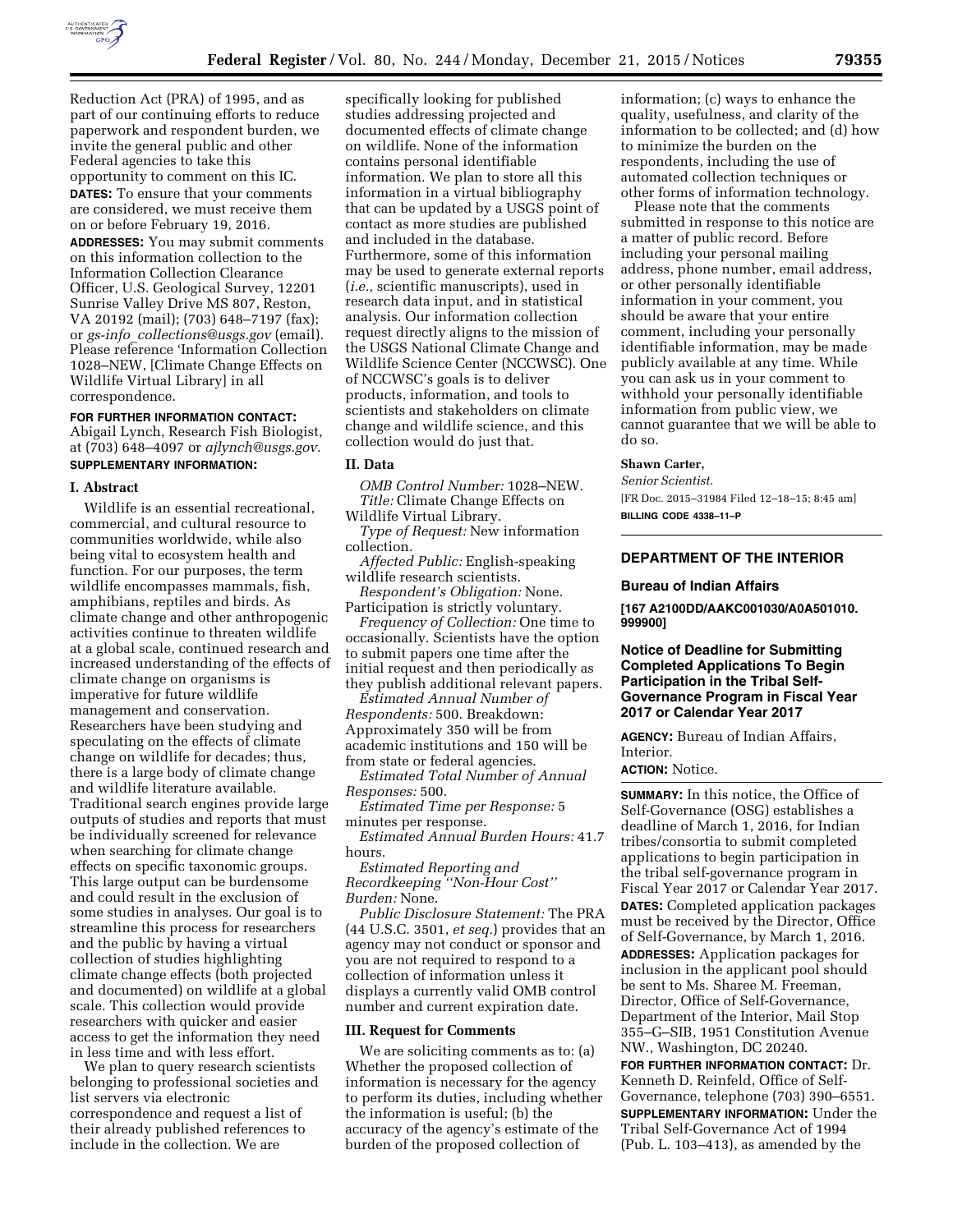Reduction Act (PRA) of 1995, and as part of our continuing efforts to reduce paperwork and respondent burden, we invite the general public and other Federal agencies to take this opportunity to comment on this IC.

**DATES:** To ensure that your comments are considered, we must receive them on or before February 19, 2016.

**ADDRESSES:** You may submit comments on this information collection to the Information Collection Clearance Officer, U.S. Geological Survey, 12201 Sunrise Valley Drive MS 807, Reston, VA 20192 (mail); (703) 648–7197 (fax); or *gs-info_collections@usgs.gov* (email). Please reference 'Information Collection 1028–NEW, [Climate Change Effects on Wildlife Virtual Library] in all correspondence.

**FOR FURTHER INFORMATION CONTACT:** Abigail Lynch, Research Fish Biologist, at (703) 648–4097 or *ajlynch@usgs.gov*.

**SUPPLEMENTARY INFORMATION:**

## I. Abstract

Wildlife is an essential recreational, commercial, and cultural resource to communities worldwide, while also being vital to ecosystem health and function. For our purposes, the term wildlife encompasses mammals, fish, amphibians, reptiles and birds. As climate change and other anthropogenic activities continue to threaten wildlife at a global scale, continued research and increased understanding of the effects of climate change on organisms is imperative for future wildlife management and conservation. Researchers have been studying and speculating on the effects of climate change on wildlife for decades; thus, there is a large body of climate change and wildlife literature available. Traditional search engines provide large outputs of studies and reports that must be individually screened for relevance when searching for climate change effects on specific taxonomic groups. This large output can be burdensome and could result in the exclusion of some studies in analyses. Our goal is to streamline this process for researchers and the public by having a virtual collection of studies highlighting climate change effects (both projected and documented) on wildlife at a global scale. This collection would provide researchers with quicker and easier access to get the information they need in less time and with less effort.

We plan to query research scientists belonging to professional societies and list servers via electronic correspondence and request a list of their already published references to include in the collection. We are specifically looking for published studies addressing projected and documented effects of climate change on wildlife. None of the information contains personal identifiable information. We plan to store all this information in a virtual bibliography that can be updated by a USGS point of contact as more studies are published and included in the database. Furthermore, some of this information may be used to generate external reports (*i.e.,* scientific manuscripts), used in research data input, and in statistical analysis. Our information collection request directly aligns to the mission of the USGS National Climate Change and Wildlife Science Center (NCCWSC). One of NCCWSC's goals is to deliver products, information, and tools to scientists and stakeholders on climate change and wildlife science, and this collection would do just that.

## II. Data

*OMB Control Number:* 1028–NEW.

*Title:* Climate Change Effects on Wildlife Virtual Library.

*Type of Request:* New information collection.

*Affected Public:* English-speaking wildlife research scientists.

*Respondent's Obligation:* None. Participation is strictly voluntary.

*Frequency of Collection:* One time to occasionally. Scientists have the option to submit papers one time after the initial request and then periodically as they publish additional relevant papers.

*Estimated Annual Number of Respondents:* 500. Breakdown: Approximately 350 will be from academic institutions and 150 will be from state or federal agencies.

*Estimated Total Number of Annual Responses:* 500.

*Estimated Time per Response:* 5 minutes per response.

*Estimated Annual Burden Hours:* 41.7 hours.

*Estimated Reporting and Recordkeeping "Non-Hour Cost" Burden:* None.

*Public Disclosure Statement:* The PRA (44 U.S.C. 3501, *et seq.*) provides that an agency may not conduct or sponsor and you are not required to respond to a collection of information unless it displays a currently valid OMB control number and current expiration date.

## III. Request for Comments

We are soliciting comments as to: (a) Whether the proposed collection of information is necessary for the agency to perform its duties, including whether the information is useful; (b) the accuracy of the agency's estimate of the burden of the proposed collection of information; (c) ways to enhance the quality, usefulness, and clarity of the information to be collected; and (d) how to minimize the burden on the respondents, including the use of automated collection techniques or other forms of information technology.

Please note that the comments submitted in response to this notice are a matter of public record. Before including your personal mailing address, phone number, email address, or other personally identifiable information in your comment, you should be aware that your entire comment, including your personally identifiable information, may be made publicly available at any time. While you can ask us in your comment to withhold your personally identifiable information from public view, we cannot guarantee that we will be able to do so.

**Shawn Carter,**

*Senior Scientist.*

[FR Doc. 2015–31984 Filed 12–18–15; 8:45 am]

**BILLING CODE 4338–11–P**

---

# DEPARTMENT OF THE INTERIOR

## Bureau of Indian Affairs

**[167 A2100DD/AAKC001030/A0A501010.999900]**

## Notice of Deadline for Submitting Completed Applications To Begin Participation in the Tribal Self-Governance Program in Fiscal Year 2017 or Calendar Year 2017

**AGENCY:** Bureau of Indian Affairs, Interior.

**ACTION:** Notice.

**SUMMARY:** In this notice, the Office of Self-Governance (OSG) establishes a deadline of March 1, 2016, for Indian tribes/consortia to submit completed applications to begin participation in the tribal self-governance program in Fiscal Year 2017 or Calendar Year 2017.

**DATES:** Completed application packages must be received by the Director, Office of Self-Governance, by March 1, 2016.

**ADDRESSES:** Application packages for inclusion in the applicant pool should be sent to Ms. Sharee M. Freeman, Director, Office of Self-Governance, Department of the Interior, Mail Stop 355–G–SIB, 1951 Constitution Avenue NW., Washington, DC 20240.

**FOR FURTHER INFORMATION CONTACT:** Dr. Kenneth D. Reinfeld, Office of Self-Governance, telephone (703) 390–6551.

**SUPPLEMENTARY INFORMATION:** Under the Tribal Self-Governance Act of 1994 (Pub. L. 103–413), as amended by the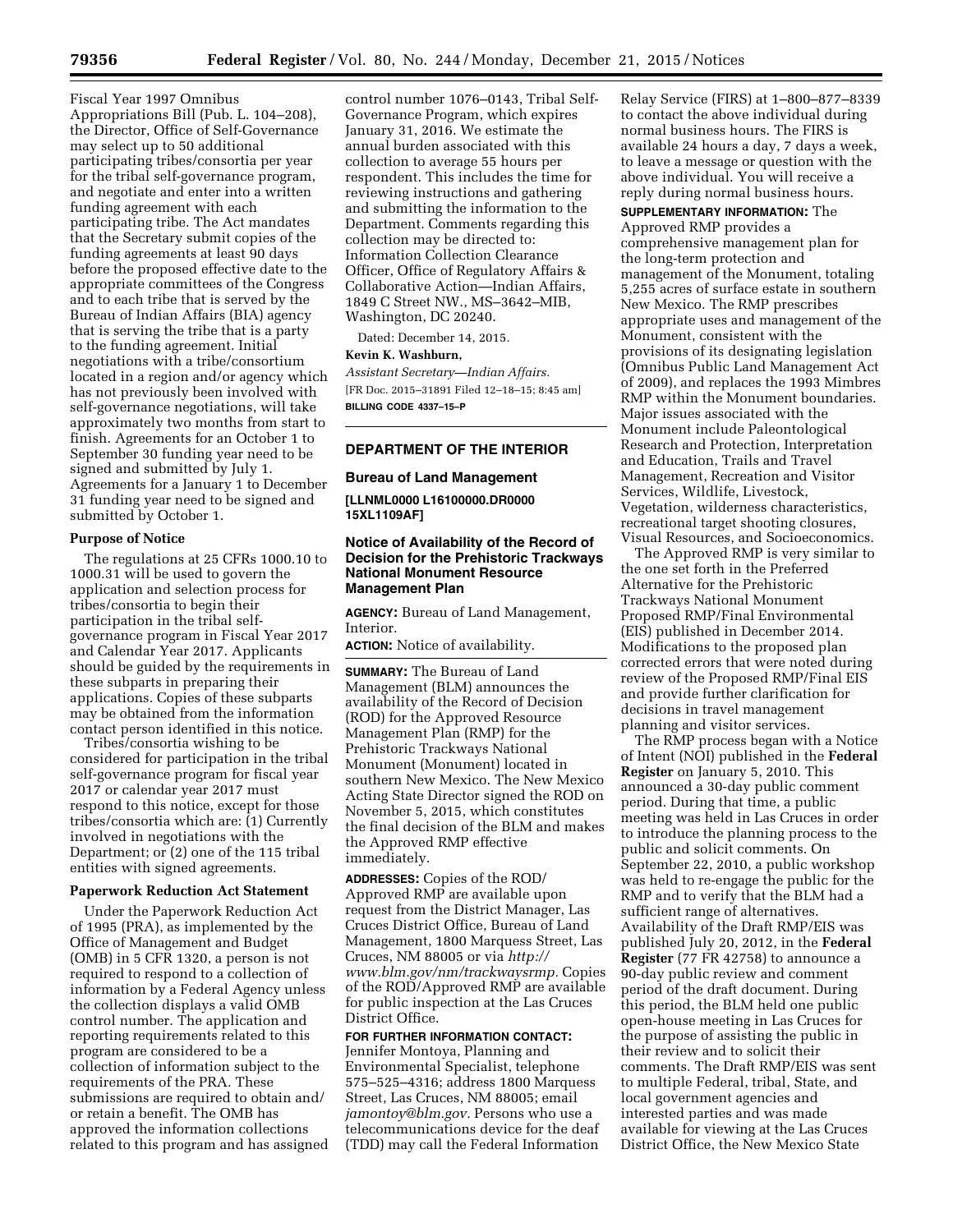Fiscal Year 1997 Omnibus Appropriations Bill (Pub. L. 104–208), the Director, Office of Self-Governance may select up to 50 additional participating tribes/consortia per year for the tribal self-governance program, and negotiate and enter into a written funding agreement with each participating tribe. The Act mandates that the Secretary submit copies of the funding agreements at least 90 days before the proposed effective date to the appropriate committees of the Congress and to each tribe that is served by the Bureau of Indian Affairs (BIA) agency that is serving the tribe that is a party to the funding agreement. Initial negotiations with a tribe/consortium located in a region and/or agency which has not previously been involved with self-governance negotiations, will take approximately two months from start to finish. Agreements for an October 1 to September 30 funding year need to be signed and submitted by July 1. Agreements for a January 1 to December 31 funding year need to be signed and submitted by October 1.

### Purpose of Notice

The regulations at 25 CFRs 1000.10 to 1000.31 will be used to govern the application and selection process for tribes/consortia to begin their participation in the tribal self-governance program in Fiscal Year 2017 and Calendar Year 2017. Applicants should be guided by the requirements in these subparts in preparing their applications. Copies of these subparts may be obtained from the information contact person identified in this notice.

Tribes/consortia wishing to be considered for participation in the tribal self-governance program for fiscal year 2017 or calendar year 2017 must respond to this notice, except for those tribes/consortia which are: (1) Currently involved in negotiations with the Department; or (2) one of the 115 tribal entities with signed agreements.

### Paperwork Reduction Act Statement

Under the Paperwork Reduction Act of 1995 (PRA), as implemented by the Office of Management and Budget (OMB) in 5 CFR 1320, a person is not required to respond to a collection of information by a Federal Agency unless the collection displays a valid OMB control number. The application and reporting requirements related to this program are considered to be a collection of information subject to the requirements of the PRA. These submissions are required to obtain and/or retain a benefit. The OMB has approved the information collections related to this program and has assigned control number 1076–0143, Tribal Self-Governance Program, which expires January 31, 2016. We estimate the annual burden associated with this collection to average 55 hours per respondent. This includes the time for reviewing instructions and gathering and submitting the information to the Department. Comments regarding this collection may be directed to: Information Collection Clearance Officer, Office of Regulatory Affairs & Collaborative Action—Indian Affairs, 1849 C Street NW., MS–3642–MIB, Washington, DC 20240.

Dated: December 14, 2015.

**Kevin K. Washburn,**

*Assistant Secretary—Indian Affairs.*

[FR Doc. 2015–31891 Filed 12–18–15; 8:45 am]

**BILLING CODE 4337–15–P**

## DEPARTMENT OF THE INTERIOR

### Bureau of Land Management

**[LLNML0000 L16100000.DR0000 15XL1109AF]**

### Notice of Availability of the Record of Decision for the Prehistoric Trackways National Monument Resource Management Plan

**AGENCY:** Bureau of Land Management, Interior.

**ACTION:** Notice of availability.

**SUMMARY:** The Bureau of Land Management (BLM) announces the availability of the Record of Decision (ROD) for the Approved Resource Management Plan (RMP) for the Prehistoric Trackways National Monument (Monument) located in southern New Mexico. The New Mexico Acting State Director signed the ROD on November 5, 2015, which constitutes the final decision of the BLM and makes the Approved RMP effective immediately.

**ADDRESSES:** Copies of the ROD/Approved RMP are available upon request from the District Manager, Las Cruces District Office, Bureau of Land Management, 1800 Marquess Street, Las Cruces, NM 88005 or via *http://www.blm.gov/nm/trackwaysrmp.* Copies of the ROD/Approved RMP are available for public inspection at the Las Cruces District Office.

**FOR FURTHER INFORMATION CONTACT:** Jennifer Montoya, Planning and Environmental Specialist, telephone 575–525–4316; address 1800 Marquess Street, Las Cruces, NM 88005; email *jamontoy@blm.gov.* Persons who use a telecommunications device for the deaf (TDD) may call the Federal Information Relay Service (FIRS) at 1–800–877–8339 to contact the above individual during normal business hours. The FIRS is available 24 hours a day, 7 days a week, to leave a message or question with the above individual. You will receive a reply during normal business hours.

**SUPPLEMENTARY INFORMATION:** The Approved RMP provides a comprehensive management plan for the long-term protection and management of the Monument, totaling 5,255 acres of surface estate in southern New Mexico. The RMP prescribes appropriate uses and management of the Monument, consistent with the provisions of its designating legislation (Omnibus Public Land Management Act of 2009), and replaces the 1993 Mimbres RMP within the Monument boundaries. Major issues associated with the Monument include Paleontological Research and Protection, Interpretation and Education, Trails and Travel Management, Recreation and Visitor Services, Wildlife, Livestock, Vegetation, wilderness characteristics, recreational target shooting closures, Visual Resources, and Socioeconomics.

The Approved RMP is very similar to the one set forth in the Preferred Alternative for the Prehistoric Trackways National Monument Proposed RMP/Final Environmental (EIS) published in December 2014. Modifications to the proposed plan corrected errors that were noted during review of the Proposed RMP/Final EIS and provide further clarification for decisions in travel management planning and visitor services.

The RMP process began with a Notice of Intent (NOI) published in the **Federal Register** on January 5, 2010. This announced a 30-day public comment period. During that time, a public meeting was held in Las Cruces in order to introduce the planning process to the public and solicit comments. On September 22, 2010, a public workshop was held to re-engage the public for the RMP and to verify that the BLM had a sufficient range of alternatives. Availability of the Draft RMP/EIS was published July 20, 2012, in the **Federal Register** (77 FR 42758) to announce a 90-day public review and comment period of the draft document. During this period, the BLM held one public open-house meeting in Las Cruces for the purpose of assisting the public in their review and to solicit their comments. The Draft RMP/EIS was sent to multiple Federal, tribal, State, and local government agencies and interested parties and was made available for viewing at the Las Cruces District Office, the New Mexico State